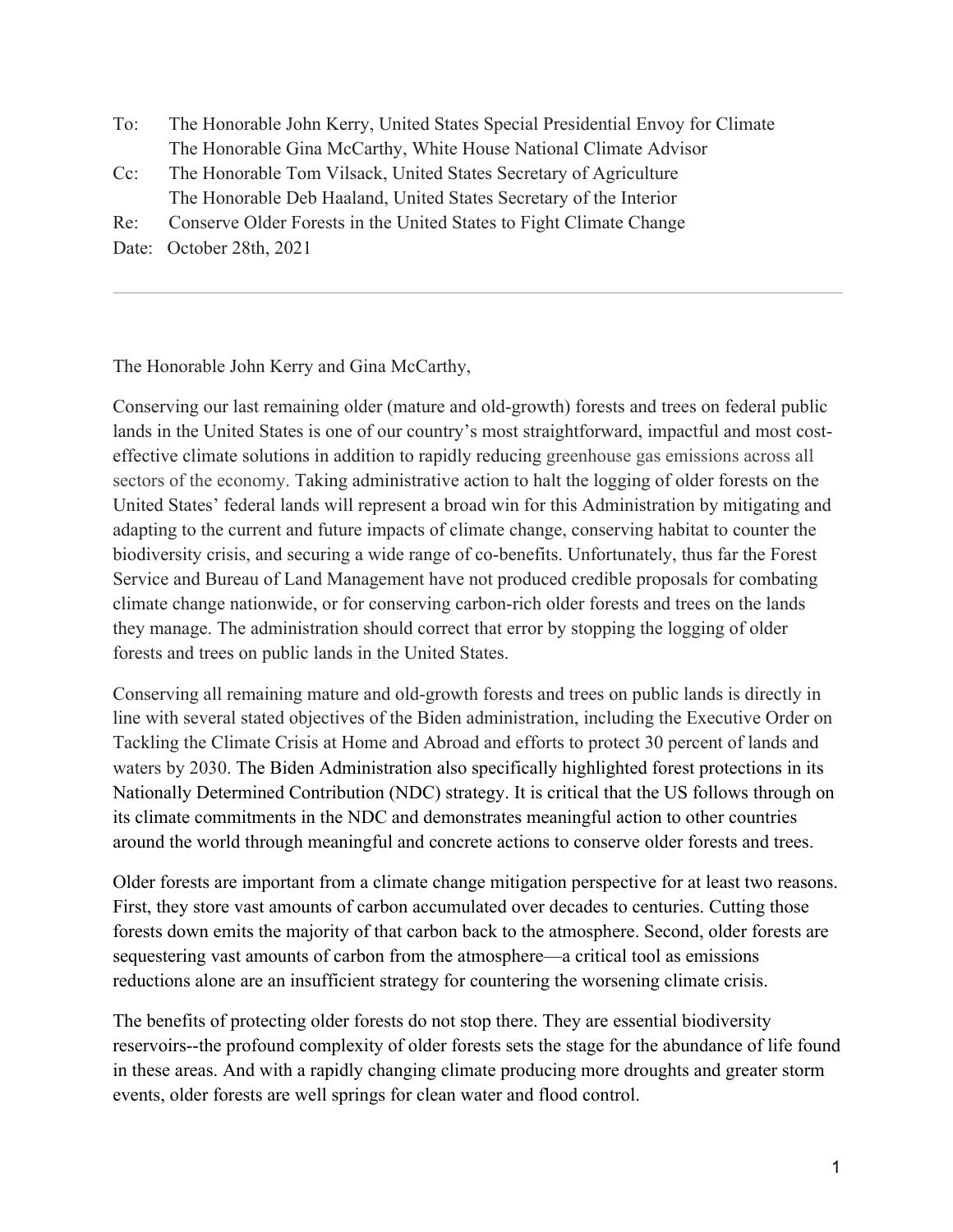To: The Honorable John Kerry, United States Special Presidential Envoy for Climate
The Honorable Gina McCarthy, White House National Climate Advisor

Cc: The Honorable Tom Vilsack, United States Secretary of Agriculture
The Honorable Deb Haaland, United States Secretary of the Interior

Re: Conserve Older Forests in the United States to Fight Climate Change

Date: October 28th, 2021

---

The Honorable John Kerry and Gina McCarthy,

Conserving our last remaining older (mature and old-growth) forests and trees on federal public lands in the United States is one of our country's most straightforward, impactful and most cost-effective climate solutions in addition to rapidly reducing greenhouse gas emissions across all sectors of the economy. Taking administrative action to halt the logging of older forests on the United States' federal lands will represent a broad win for this Administration by mitigating and adapting to the current and future impacts of climate change, conserving habitat to counter the biodiversity crisis, and securing a wide range of co-benefits. Unfortunately, thus far the Forest Service and Bureau of Land Management have not produced credible proposals for combating climate change nationwide, or for conserving carbon-rich older forests and trees on the lands they manage. The administration should correct that error by stopping the logging of older forests and trees on public lands in the United States.

Conserving all remaining mature and old-growth forests and trees on public lands is directly in line with several stated objectives of the Biden administration, including the Executive Order on Tackling the Climate Crisis at Home and Abroad and efforts to protect 30 percent of lands and waters by 2030. The Biden Administration also specifically highlighted forest protections in its Nationally Determined Contribution (NDC) strategy. It is critical that the US follows through on its climate commitments in the NDC and demonstrates meaningful action to other countries around the world through meaningful and concrete actions to conserve older forests and trees.

Older forests are important from a climate change mitigation perspective for at least two reasons. First, they store vast amounts of carbon accumulated over decades to centuries. Cutting those forests down emits the majority of that carbon back to the atmosphere. Second, older forests are sequestering vast amounts of carbon from the atmosphere—a critical tool as emissions reductions alone are an insufficient strategy for countering the worsening climate crisis.

The benefits of protecting older forests do not stop there. They are essential biodiversity reservoirs--the profound complexity of older forests sets the stage for the abundance of life found in these areas. And with a rapidly changing climate producing more droughts and greater storm events, older forests are well springs for clean water and flood control.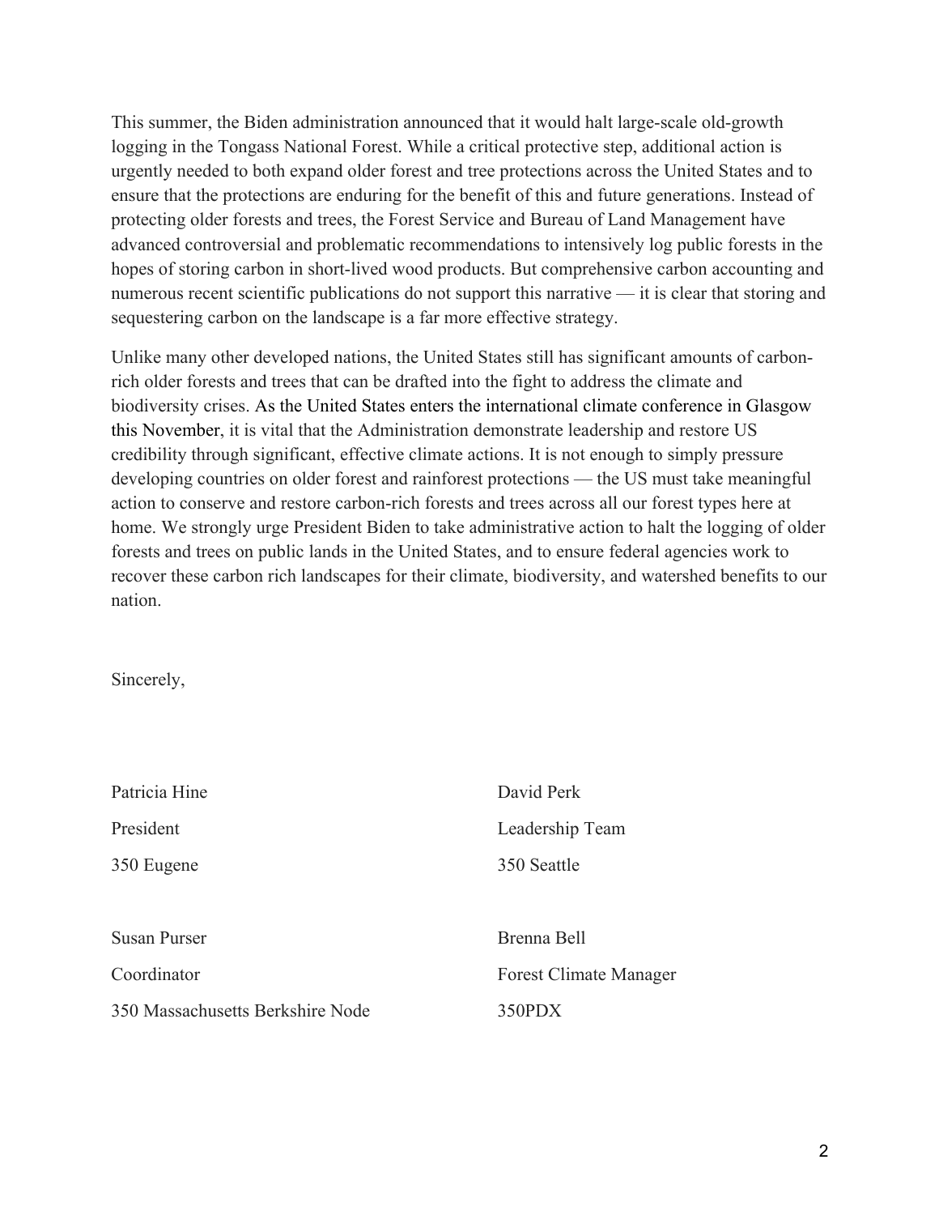This summer, the Biden administration announced that it would halt large-scale old-growth logging in the Tongass National Forest. While a critical protective step, additional action is urgently needed to both expand older forest and tree protections across the United States and to ensure that the protections are enduring for the benefit of this and future generations. Instead of protecting older forests and trees, the Forest Service and Bureau of Land Management have advanced controversial and problematic recommendations to intensively log public forests in the hopes of storing carbon in short-lived wood products. But comprehensive carbon accounting and numerous recent scientific publications do not support this narrative — it is clear that storing and sequestering carbon on the landscape is a far more effective strategy.

Unlike many other developed nations, the United States still has significant amounts of carbon-rich older forests and trees that can be drafted into the fight to address the climate and biodiversity crises. As the United States enters the international climate conference in Glasgow this November, it is vital that the Administration demonstrate leadership and restore US credibility through significant, effective climate actions. It is not enough to simply pressure developing countries on older forest and rainforest protections — the US must take meaningful action to conserve and restore carbon-rich forests and trees across all our forest types here at home. We strongly urge President Biden to take administrative action to halt the logging of older forests and trees on public lands in the United States, and to ensure federal agencies work to recover these carbon rich landscapes for their climate, biodiversity, and watershed benefits to our nation.

Sincerely,

Patricia Hine
President
350 Eugene

David Perk
Leadership Team
350 Seattle

Susan Purser
Coordinator
350 Massachusetts Berkshire Node

Brenna Bell
Forest Climate Manager
350PDX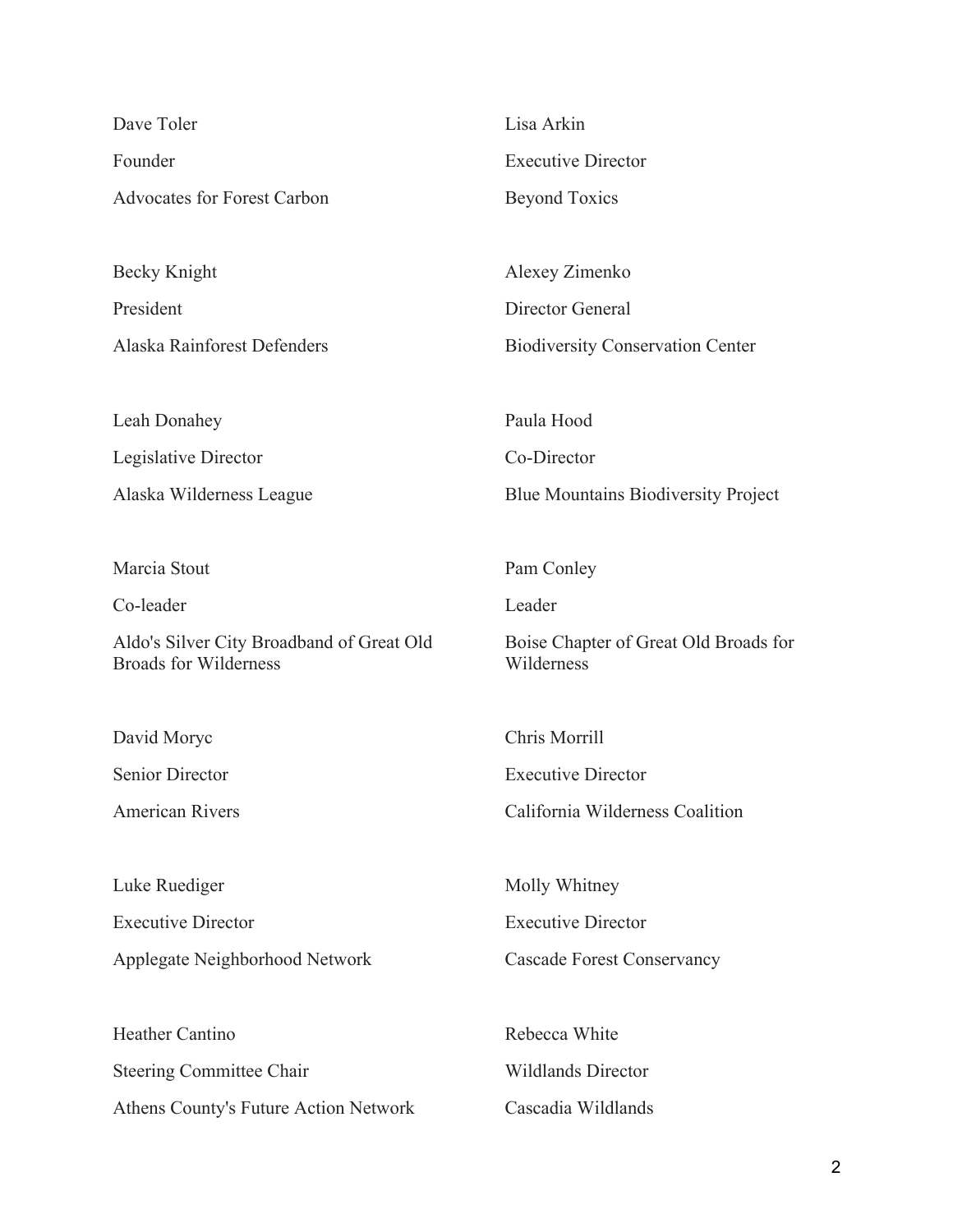Dave Toler

Founder

Advocates for Forest Carbon

Becky Knight

President

Alaska Rainforest Defenders

Leah Donahey

Legislative Director

Alaska Wilderness League

Marcia Stout

Co-leader

Aldo's Silver City Broadband of Great Old Broads for Wilderness

David Moryc

Senior Director

American Rivers

Luke Ruediger

Executive Director

Applegate Neighborhood Network

Heather Cantino

Steering Committee Chair

Athens County's Future Action Network

Lisa Arkin

Executive Director

Beyond Toxics

Alexey Zimenko

Director General

Biodiversity Conservation Center

Paula Hood

Co-Director

Blue Mountains Biodiversity Project

Pam Conley

Leader

Boise Chapter of Great Old Broads for Wilderness

Chris Morrill

Executive Director

California Wilderness Coalition

Molly Whitney

Executive Director

Cascade Forest Conservancy

Rebecca White

Wildlands Director

Cascadia Wildlands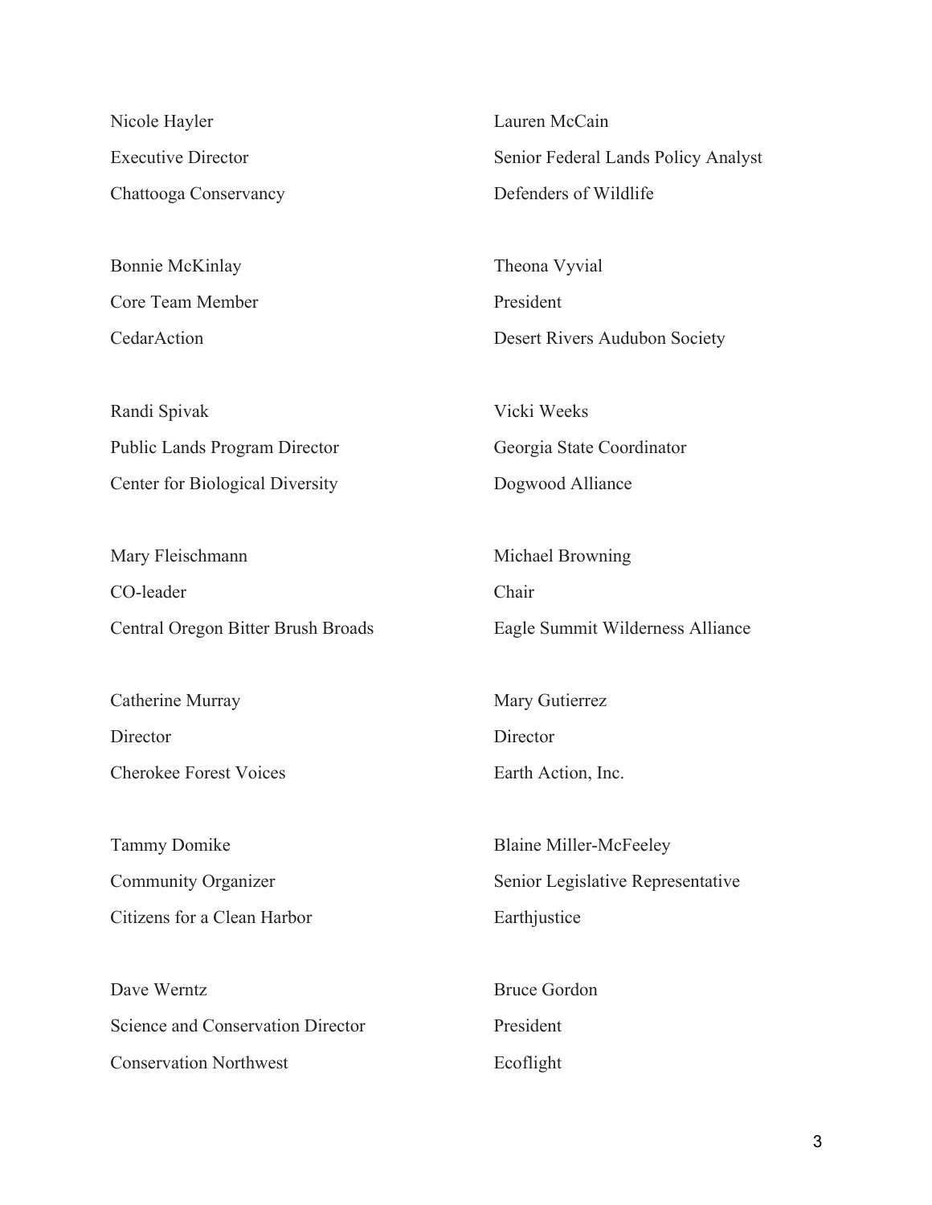Nicole Hayler
Executive Director
Chattooga Conservancy

Bonnie McKinlay
Core Team Member
CedarAction

Randi Spivak
Public Lands Program Director
Center for Biological Diversity

Mary Fleischmann
CO-leader
Central Oregon Bitter Brush Broads

Catherine Murray
Director
Cherokee Forest Voices

Tammy Domike
Community Organizer
Citizens for a Clean Harbor

Dave Werntz
Science and Conservation Director
Conservation Northwest

Lauren McCain
Senior Federal Lands Policy Analyst
Defenders of Wildlife

Theona Vyvial
President
Desert Rivers Audubon Society

Vicki Weeks
Georgia State Coordinator
Dogwood Alliance

Michael Browning
Chair
Eagle Summit Wilderness Alliance

Mary Gutierrez
Director
Earth Action, Inc.

Blaine Miller-McFeeley
Senior Legislative Representative
Earthjustice

Bruce Gordon
President
Ecoflight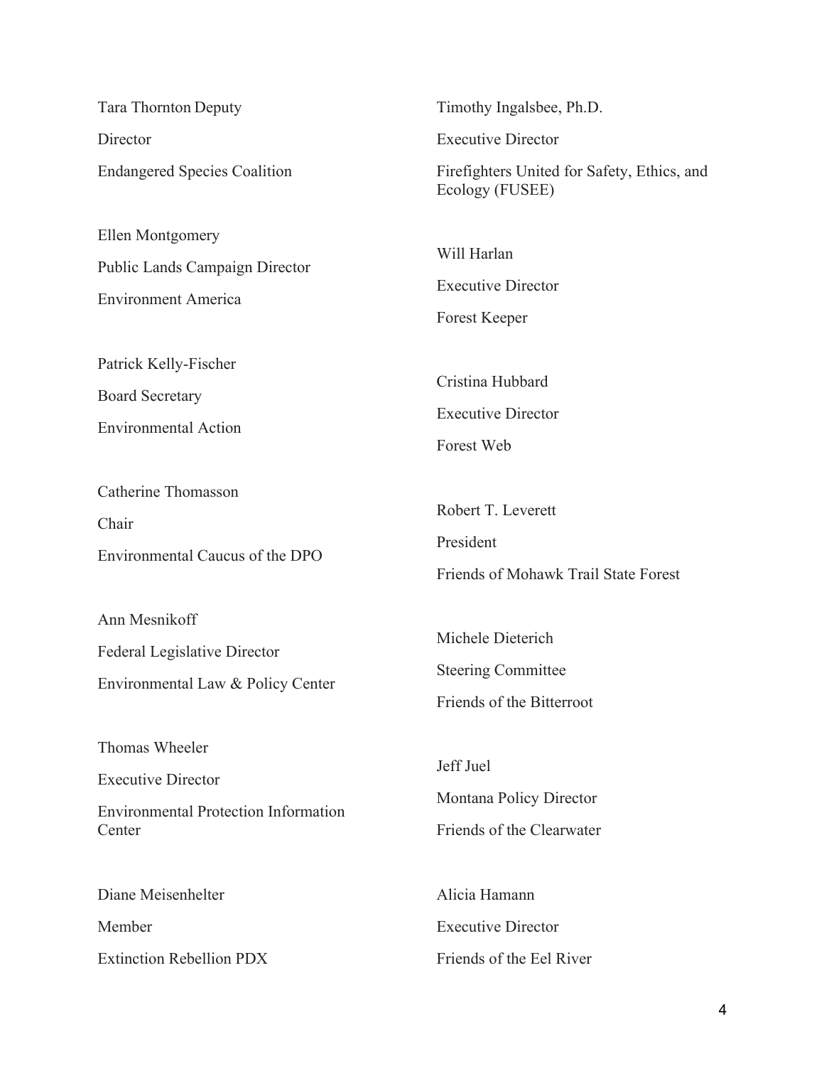Tara Thornton Deputy

Director

Endangered Species Coalition

Ellen Montgomery

Public Lands Campaign Director

Environment America

Patrick Kelly-Fischer

Board Secretary

Environmental Action

Catherine Thomasson

Chair

Environmental Caucus of the DPO

Ann Mesnikoff

Federal Legislative Director

Environmental Law & Policy Center

Thomas Wheeler

Executive Director

Environmental Protection Information Center

Diane Meisenhelter

Member

Extinction Rebellion PDX

Timothy Ingalsbee, Ph.D.

Executive Director

Firefighters United for Safety, Ethics, and Ecology (FUSEE)

Will Harlan

Executive Director

Forest Keeper

Cristina Hubbard

Executive Director

Forest Web

Robert T. Leverett

President

Friends of Mohawk Trail State Forest

Michele Dieterich

Steering Committee

Friends of the Bitterroot

Jeff Juel

Montana Policy Director

Friends of the Clearwater

Alicia Hamann

Executive Director

Friends of the Eel River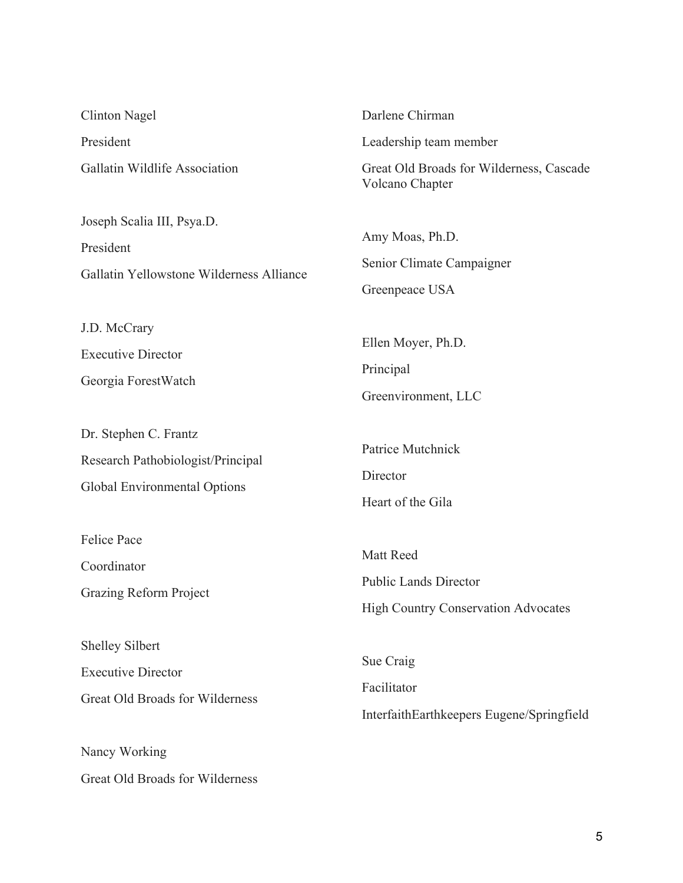Clinton Nagel
President
Gallatin Wildlife Association

Joseph Scalia III, Psya.D.
President
Gallatin Yellowstone Wilderness Alliance

J.D. McCrary
Executive Director
Georgia ForestWatch

Dr. Stephen C. Frantz
Research Pathobiologist/Principal
Global Environmental Options

Felice Pace
Coordinator
Grazing Reform Project

Shelley Silbert
Executive Director
Great Old Broads for Wilderness

Nancy Working
Great Old Broads for Wilderness

Darlene Chirman
Leadership team member
Great Old Broads for Wilderness, Cascade Volcano Chapter

Amy Moas, Ph.D.
Senior Climate Campaigner
Greenpeace USA

Ellen Moyer, Ph.D.
Principal
Greenvironment, LLC

Patrice Mutchnick
Director
Heart of the Gila

Matt Reed
Public Lands Director
High Country Conservation Advocates

Sue Craig
Facilitator
InterfaithEarthkeepers Eugene/Springfield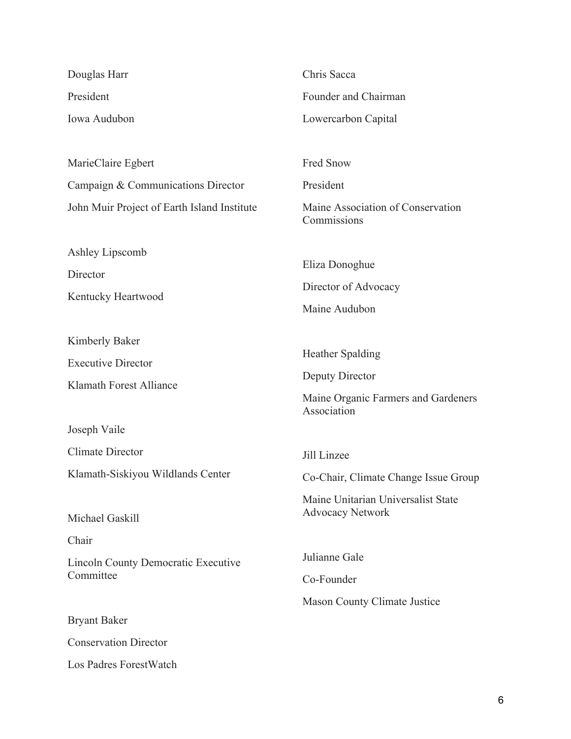Douglas Harr

President

Iowa Audubon

MarieClaire Egbert

Campaign & Communications Director

John Muir Project of Earth Island Institute

Ashley Lipscomb

Director

Kentucky Heartwood

Kimberly Baker

Executive Director

Klamath Forest Alliance

Joseph Vaile

Climate Director

Klamath-Siskiyou Wildlands Center

Michael Gaskill

Chair

Lincoln County Democratic Executive Committee

Bryant Baker

Conservation Director

Los Padres ForestWatch

Chris Sacca

Founder and Chairman

Lowercarbon Capital

Fred Snow

President

Maine Association of Conservation Commissions

Eliza Donoghue

Director of Advocacy

Maine Audubon

Heather Spalding

Deputy Director

Maine Organic Farmers and Gardeners Association

Jill Linzee

Co-Chair, Climate Change Issue Group

Maine Unitarian Universalist State Advocacy Network

Julianne Gale

Co-Founder

Mason County Climate Justice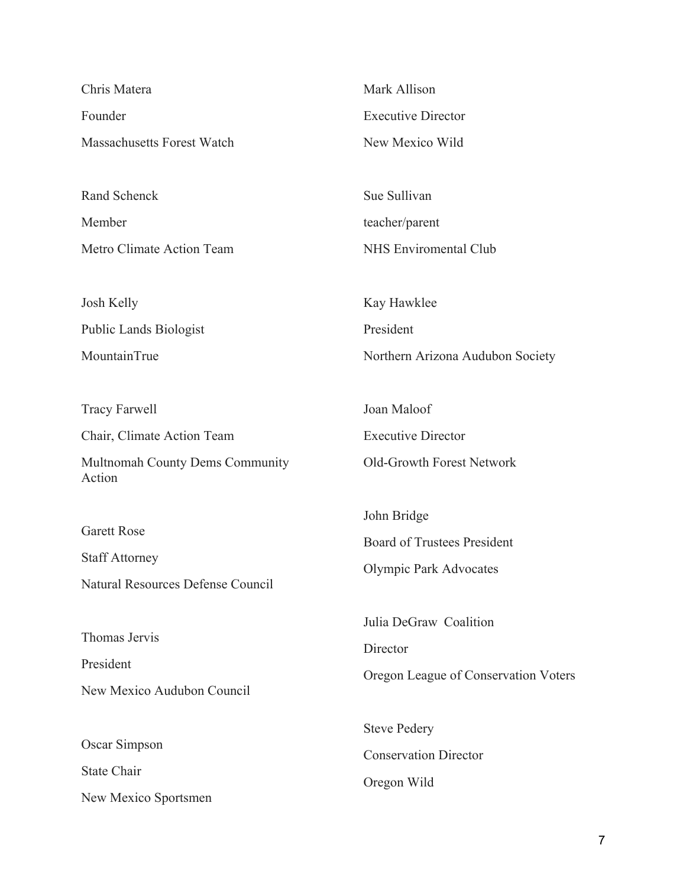Chris Matera

Founder

Massachusetts Forest Watch

Rand Schenck

Member

Metro Climate Action Team

Josh Kelly

Public Lands Biologist

MountainTrue

Tracy Farwell

Chair, Climate Action Team

Multnomah County Dems Community Action

Garett Rose

Staff Attorney

Natural Resources Defense Council

Thomas Jervis

President

New Mexico Audubon Council

Oscar Simpson

State Chair

New Mexico Sportsmen

Mark Allison

Executive Director

New Mexico Wild

Sue Sullivan

teacher/parent

NHS Enviromental Club

Kay Hawklee

President

Northern Arizona Audubon Society

Joan Maloof

Executive Director

Old-Growth Forest Network

John Bridge

Board of Trustees President

Olympic Park Advocates

Julia DeGraw Coalition

Director

Oregon League of Conservation Voters

Steve Pedery

Conservation Director

Oregon Wild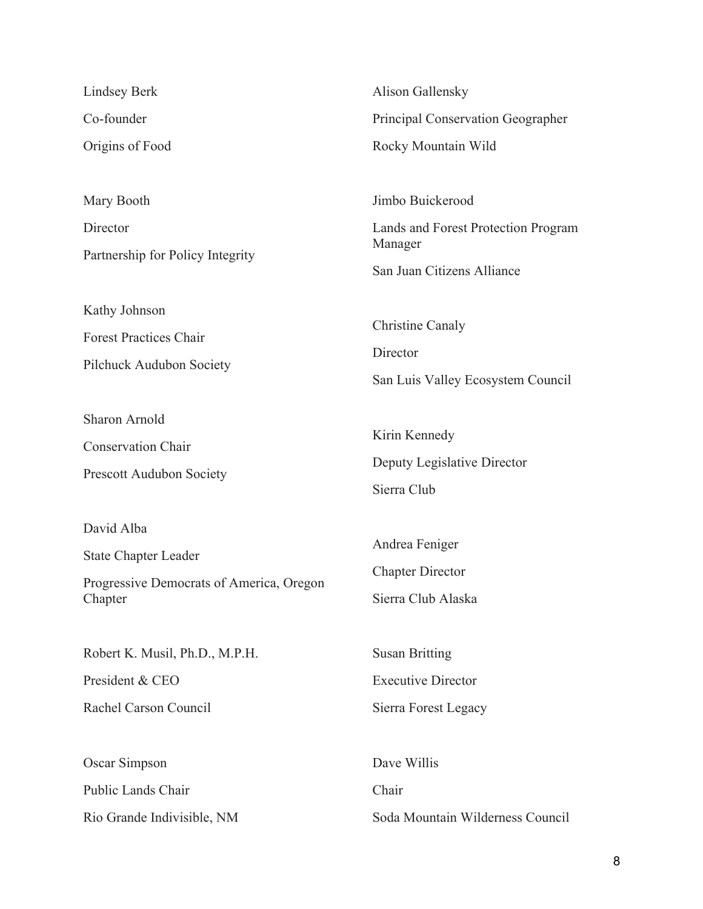Lindsey Berk
Co-founder
Origins of Food

Mary Booth
Director
Partnership for Policy Integrity

Kathy Johnson
Forest Practices Chair
Pilchuck Audubon Society

Sharon Arnold
Conservation Chair
Prescott Audubon Society

David Alba
State Chapter Leader
Progressive Democrats of America, Oregon Chapter

Robert K. Musil, Ph.D., M.P.H.
President & CEO
Rachel Carson Council

Oscar Simpson
Public Lands Chair
Rio Grande Indivisible, NM

Alison Gallensky
Principal Conservation Geographer
Rocky Mountain Wild

Jimbo Buickerood
Lands and Forest Protection Program Manager
San Juan Citizens Alliance

Christine Canaly
Director
San Luis Valley Ecosystem Council

Kirin Kennedy
Deputy Legislative Director
Sierra Club

Andrea Feniger
Chapter Director
Sierra Club Alaska

Susan Britting
Executive Director
Sierra Forest Legacy

Dave Willis
Chair
Soda Mountain Wilderness Council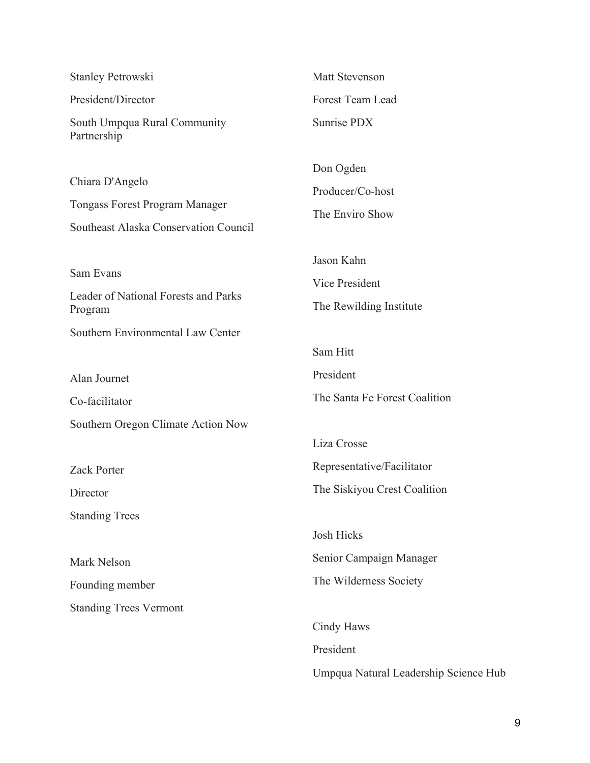Stanley Petrowski

President/Director

South Umpqua Rural Community Partnership

Chiara D'Angelo

Tongass Forest Program Manager

Southeast Alaska Conservation Council

Sam Evans

Leader of National Forests and Parks Program

Southern Environmental Law Center

Alan Journet

Co-facilitator

Southern Oregon Climate Action Now

Zack Porter

Director

Standing Trees

Mark Nelson

Founding member

Standing Trees Vermont

Matt Stevenson

Forest Team Lead

Sunrise PDX

Don Ogden

Producer/Co-host

The Enviro Show

Jason Kahn

Vice President

The Rewilding Institute

Sam Hitt

President

The Santa Fe Forest Coalition

Liza Crosse

Representative/Facilitator

The Siskiyou Crest Coalition

Josh Hicks

Senior Campaign Manager

The Wilderness Society

Cindy Haws

President

Umpqua Natural Leadership Science Hub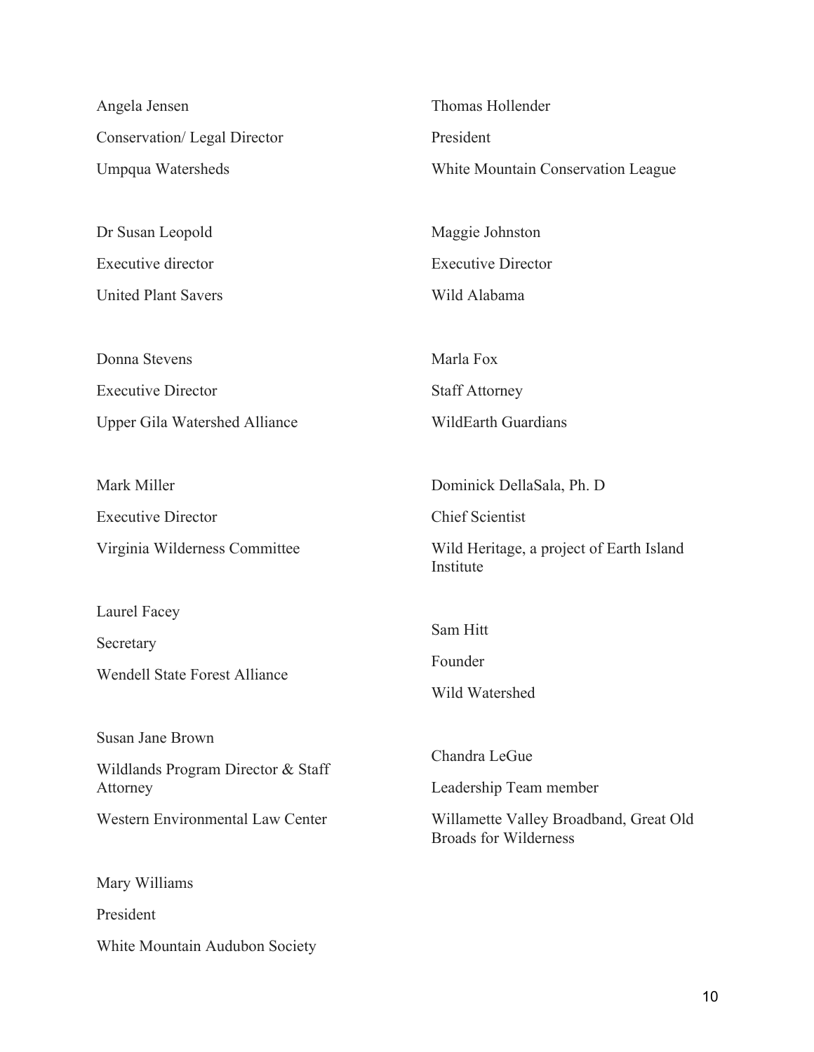Angela Jensen

Conservation/ Legal Director

Umpqua Watersheds

Dr Susan Leopold

Executive director

United Plant Savers

Donna Stevens

Executive Director

Upper Gila Watershed Alliance

Mark Miller

Executive Director

Virginia Wilderness Committee

Laurel Facey

Secretary

Wendell State Forest Alliance

Susan Jane Brown

Wildlands Program Director & Staff Attorney

Western Environmental Law Center

Mary Williams

President

White Mountain Audubon Society

Thomas Hollender

President

White Mountain Conservation League

Maggie Johnston

Executive Director

Wild Alabama

Marla Fox

Staff Attorney

WildEarth Guardians

Dominick DellaSala, Ph. D

Chief Scientist

Wild Heritage, a project of Earth Island Institute

Sam Hitt

Founder

Wild Watershed

Chandra LeGue

Leadership Team member

Willamette Valley Broadband, Great Old Broads for Wilderness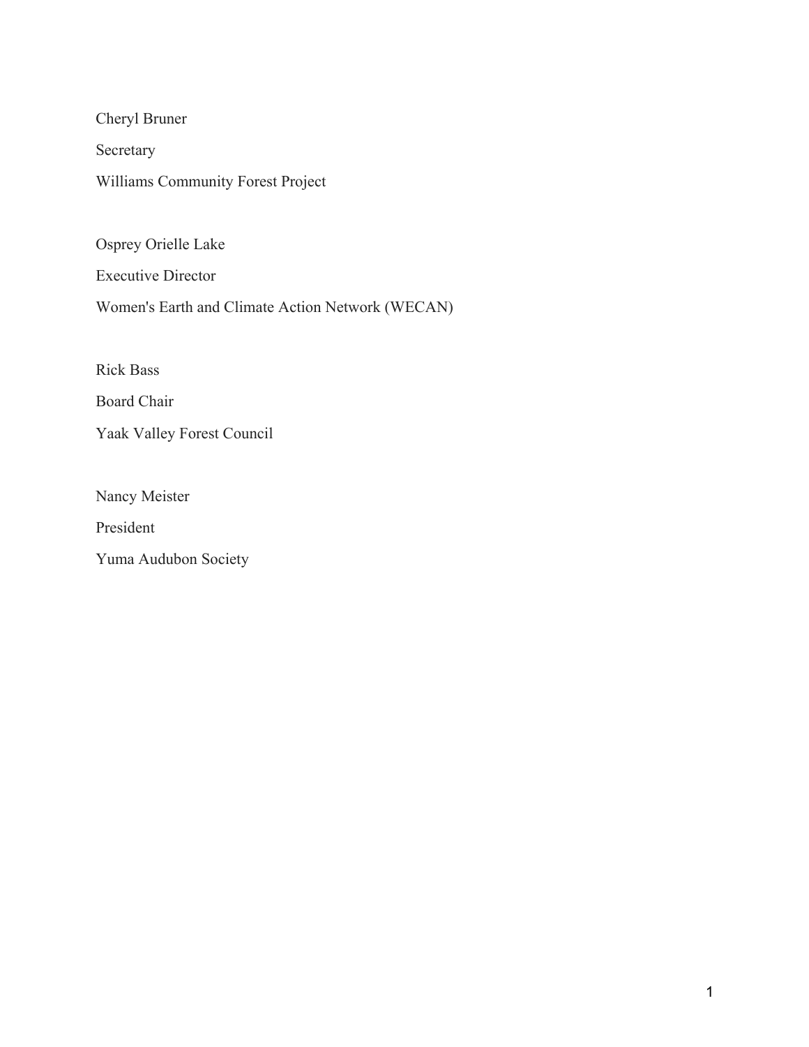Cheryl Bruner

Secretary

Williams Community Forest Project

Osprey Orielle Lake

Executive Director

Women's Earth and Climate Action Network (WECAN)

Rick Bass

Board Chair

Yaak Valley Forest Council

Nancy Meister

President

Yuma Audubon Society